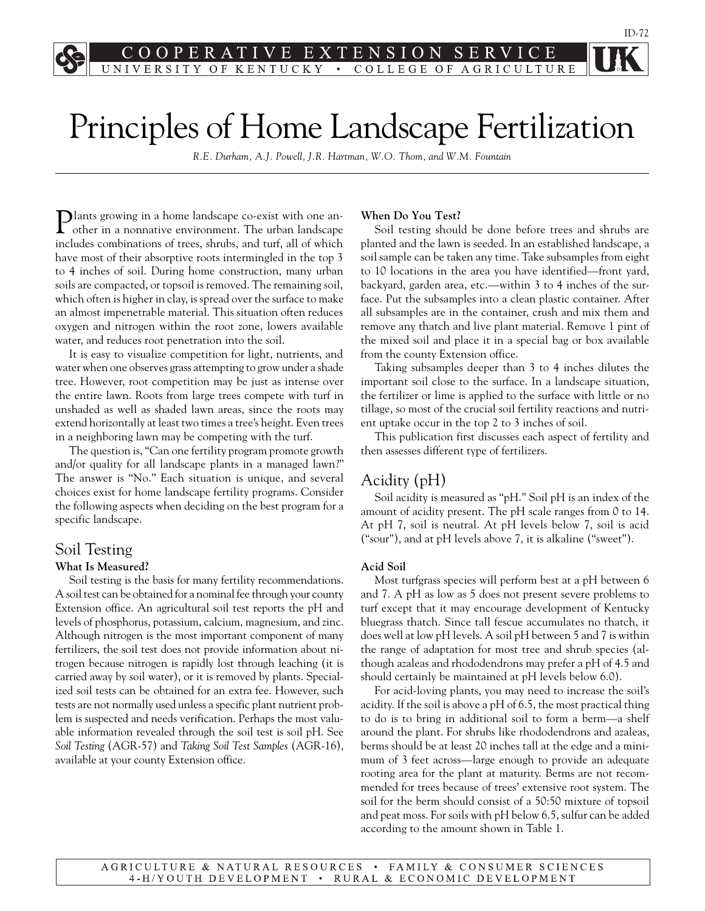# Principles of Home Landscape Fertilization

*R.E. Durham, A.J. Powell, J.R. Hartman, W.O. Thom, and W.M. Fountain*

Plants growing in a home landscape co-exist with one another in a nonnative environment. The urban landscape includes combinations of trees, shrubs, and turf, all of which have most of their absorptive roots intermingled in the top 3 to 4 inches of soil. During home construction, many urban soils are compacted, or topsoil is removed. The remaining soil, which often is higher in clay, is spread over the surface to make an almost impenetrable material. This situation often reduces oxygen and nitrogen within the root zone, lowers available water, and reduces root penetration into the soil.

It is easy to visualize competition for light, nutrients, and water when one observes grass attempting to grow under a shade tree. However, root competition may be just as intense over the entire lawn. Roots from large trees compete with turf in unshaded as well as shaded lawn areas, since the roots may extend horizontally at least two times a tree's height. Even trees in a neighboring lawn may be competing with the turf.

The question is, "Can one fertility program promote growth and/or quality for all landscape plants in a managed lawn?" The answer is "No." Each situation is unique, and several choices exist for home landscape fertility programs. Consider the following aspects when deciding on the best program for a specific landscape.

## Soil Testing

**What Is Measured?**

Soil testing is the basis for many fertility recommendations. A soil test can be obtained for a nominal fee through your county Extension office. An agricultural soil test reports the pH and levels of phosphorus, potassium, calcium, magnesium, and zinc. Although nitrogen is the most important component of many fertilizers, the soil test does not provide information about nitrogen because nitrogen is rapidly lost through leaching (it is carried away by soil water), or it is removed by plants. Specialized soil tests can be obtained for an extra fee. However, such tests are not normally used unless a specific plant nutrient problem is suspected and needs verification. Perhaps the most valuable information revealed through the soil test is soil pH. See *Soil Testing* (AGR-57) and *Taking Soil Test Samples* (AGR-16), available at your county Extension office.

**When Do You Test?**

Soil testing should be done before trees and shrubs are planted and the lawn is seeded. In an established landscape, a soil sample can be taken any time. Take subsamples from eight to 10 locations in the area you have identified—front yard, backyard, garden area, etc.—within 3 to 4 inches of the surface. Put the subsamples into a clean plastic container. After all subsamples are in the container, crush and mix them and remove any thatch and live plant material. Remove 1 pint of the mixed soil and place it in a special bag or box available from the county Extension office.

Taking subsamples deeper than 3 to 4 inches dilutes the important soil close to the surface. In a landscape situation, the fertilizer or lime is applied to the surface with little or no tillage, so most of the crucial soil fertility reactions and nutrient uptake occur in the top 2 to 3 inches of soil.

This publication first discusses each aspect of fertility and then assesses different type of fertilizers.

## Acidity (pH)

Soil acidity is measured as "pH." Soil pH is an index of the amount of acidity present. The pH scale ranges from 0 to 14. At pH 7, soil is neutral. At pH levels below 7, soil is acid ("sour"), and at pH levels above 7, it is alkaline ("sweet").

**Acid Soil**

Most turfgrass species will perform best at a pH between 6 and 7. A pH as low as 5 does not present severe problems to turf except that it may encourage development of Kentucky bluegrass thatch. Since tall fescue accumulates no thatch, it does well at low pH levels. A soil pH between 5 and 7 is within the range of adaptation for most tree and shrub species (although azaleas and rhododendrons may prefer a pH of 4.5 and should certainly be maintained at pH levels below 6.0).

For acid-loving plants, you may need to increase the soil's acidity. If the soil is above a pH of 6.5, the most practical thing to do is to bring in additional soil to form a berm—a shelf around the plant. For shrubs like rhododendrons and azaleas, berms should be at least 20 inches tall at the edge and a minimum of 3 feet across—large enough to provide an adequate rooting area for the plant at maturity. Berms are not recommended for trees because of trees' extensive root system. The soil for the berm should consist of a 50:50 mixture of topsoil and peat moss. For soils with pH below 6.5, sulfur can be added according to the amount shown in Table 1.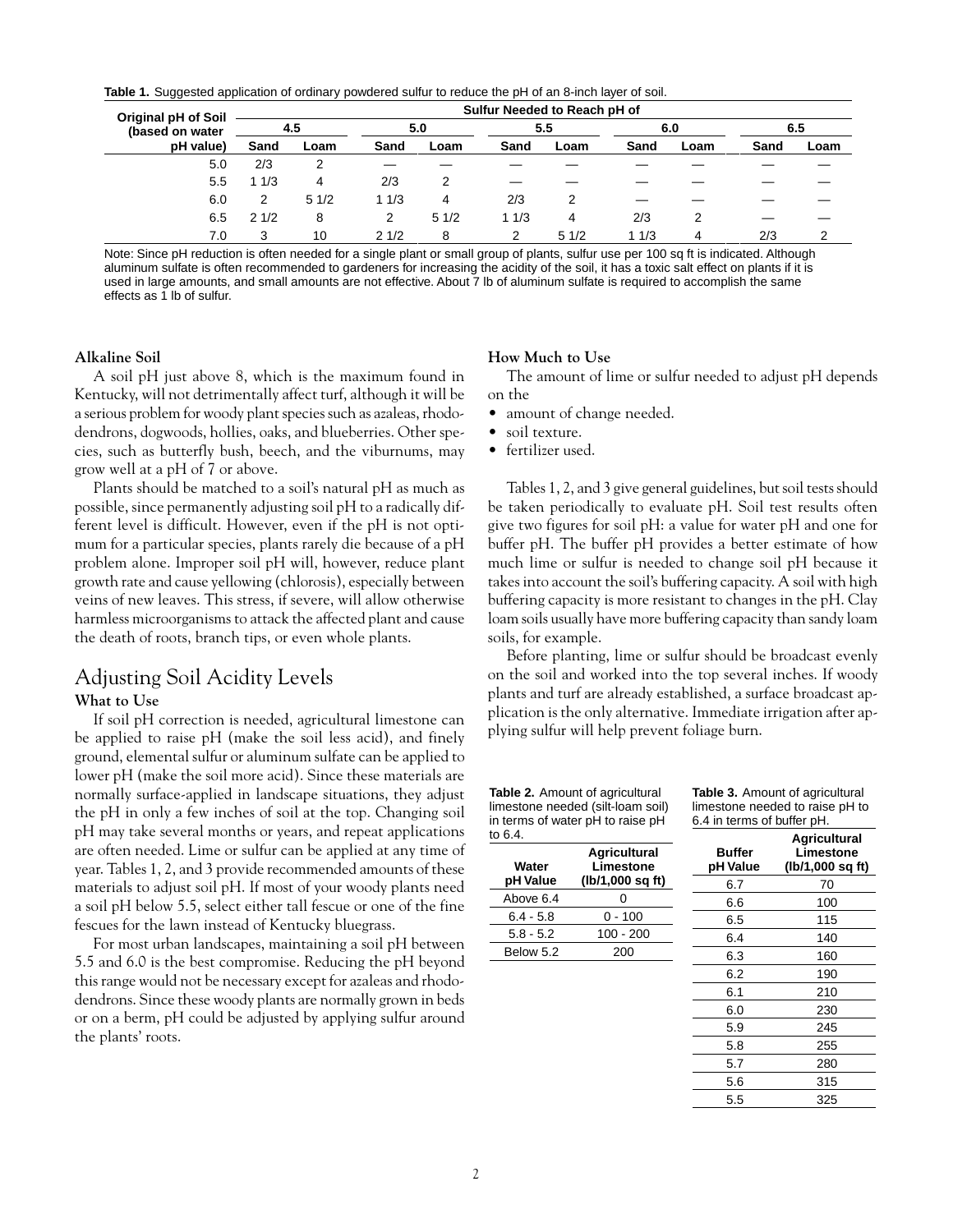**Table 1.** Suggested application of ordinary powdered sulfur to reduce the pH of an 8-inch layer of soil.

| Original pH of Soil (based on water pH value) | Sulfur Needed to Reach pH of | | | | | | | | | |
|---|---|---|---|---|---|---|---|---|---|---|
| | 4.5 | | 5.0 | | 5.5 | | 6.0 | | 6.5 | |
| | Sand | Loam | Sand | Loam | Sand | Loam | Sand | Loam | Sand | Loam |
| 5.0 | 2/3 | 2 | — | — | — | — | — | — | — | — |
| 5.5 | 1 1/3 | 4 | 2/3 | 2 | — | — | — | — | — | — |
| 6.0 | 2 | 5 1/2 | 1 1/3 | 4 | 2/3 | 2 | — | — | — | — |
| 6.5 | 2 1/2 | 8 | 2 | 5 1/2 | 1 1/3 | 4 | 2/3 | 2 | — | — |
| 7.0 | 3 | 10 | 2 1/2 | 8 | 2 | 5 1/2 | 1 1/3 | 4 | 2/3 | 2 |

Note: Since pH reduction is often needed for a single plant or small group of plants, sulfur use per 100 sq ft is indicated. Although aluminum sulfate is often recommended to gardeners for increasing the acidity of the soil, it has a toxic salt effect on plants if it is used in large amounts, and small amounts are not effective. About 7 lb of aluminum sulfate is required to accomplish the same effects as 1 lb of sulfur.

### Alkaline Soil

A soil pH just above 8, which is the maximum found in Kentucky, will not detrimentally affect turf, although it will be a serious problem for woody plant species such as azaleas, rhododendrons, dogwoods, hollies, oaks, and blueberries. Other species, such as butterfly bush, beech, and the viburnums, may grow well at a pH of 7 or above.

Plants should be matched to a soil's natural pH as much as possible, since permanently adjusting soil pH to a radically different level is difficult. However, even if the pH is not optimum for a particular species, plants rarely die because of a pH problem alone. Improper soil pH will, however, reduce plant growth rate and cause yellowing (chlorosis), especially between veins of new leaves. This stress, if severe, will allow otherwise harmless microorganisms to attack the affected plant and cause the death of roots, branch tips, or even whole plants.

## Adjusting Soil Acidity Levels

### What to Use

If soil pH correction is needed, agricultural limestone can be applied to raise pH (make the soil less acid), and finely ground, elemental sulfur or aluminum sulfate can be applied to lower pH (make the soil more acid). Since these materials are normally surface-applied in landscape situations, they adjust the pH in only a few inches of soil at the top. Changing soil pH may take several months or years, and repeat applications are often needed. Lime or sulfur can be applied at any time of year. Tables 1, 2, and 3 provide recommended amounts of these materials to adjust soil pH. If most of your woody plants need a soil pH below 5.5, select either tall fescue or one of the fine fescues for the lawn instead of Kentucky bluegrass.

For most urban landscapes, maintaining a soil pH between 5.5 and 6.0 is the best compromise. Reducing the pH beyond this range would not be necessary except for azaleas and rhododendrons. Since these woody plants are normally grown in beds or on a berm, pH could be adjusted by applying sulfur around the plants' roots.

### How Much to Use

The amount of lime or sulfur needed to adjust pH depends on the

- amount of change needed.
- soil texture.
- fertilizer used.

Tables 1, 2, and 3 give general guidelines, but soil tests should be taken periodically to evaluate pH. Soil test results often give two figures for soil pH: a value for water pH and one for buffer pH. The buffer pH provides a better estimate of how much lime or sulfur is needed to change soil pH because it takes into account the soil's buffering capacity. A soil with high buffering capacity is more resistant to changes in the pH. Clay loam soils usually have more buffering capacity than sandy loam soils, for example.

Before planting, lime or sulfur should be broadcast evenly on the soil and worked into the top several inches. If woody plants and turf are already established, a surface broadcast application is the only alternative. Immediate irrigation after applying sulfur will help prevent foliage burn.

**Table 2.** Amount of agricultural limestone needed (silt-loam soil) in terms of water pH to raise pH to 6.4.

| Water pH Value | Agricultural Limestone (lb/1,000 sq ft) |
|---|---|
| Above 6.4 | 0 |
| 6.4 - 5.8 | 0 - 100 |
| 5.8 - 5.2 | 100 - 200 |
| Below 5.2 | 200 |

**Table 3.** Amount of agricultural limestone needed to raise pH to 6.4 in terms of buffer pH.

| Buffer pH Value | Agricultural Limestone (lb/1,000 sq ft) |
|---|---|
| 6.7 | 70 |
| 6.6 | 100 |
| 6.5 | 115 |
| 6.4 | 140 |
| 6.3 | 160 |
| 6.2 | 190 |
| 6.1 | 210 |
| 6.0 | 230 |
| 5.9 | 245 |
| 5.8 | 255 |
| 5.7 | 280 |
| 5.6 | 315 |
| 5.5 | 325 |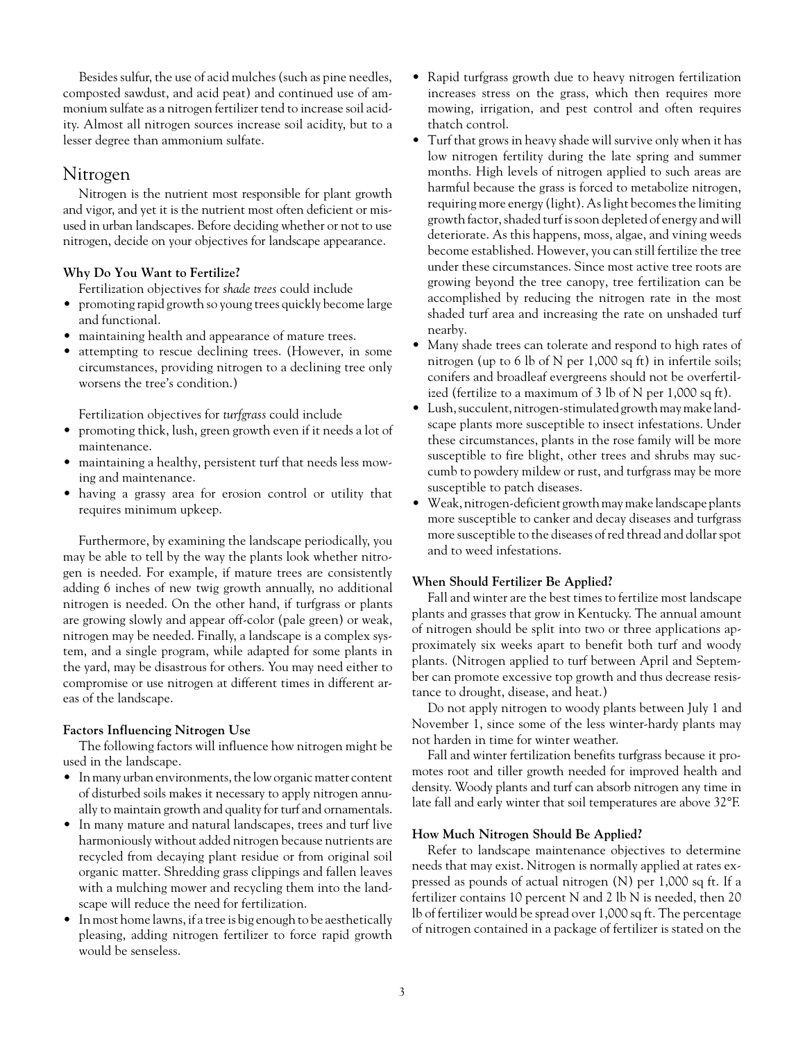Besides sulfur, the use of acid mulches (such as pine needles, composted sawdust, and acid peat) and continued use of ammonium sulfate as a nitrogen fertilizer tend to increase soil acidity. Almost all nitrogen sources increase soil acidity, but to a lesser degree than ammonium sulfate.

## Nitrogen

Nitrogen is the nutrient most responsible for plant growth and vigor, and yet it is the nutrient most often deficient or misused in urban landscapes. Before deciding whether or not to use nitrogen, decide on your objectives for landscape appearance.

### Why Do You Want to Fertilize?

Fertilization objectives for *shade trees* could include

- promoting rapid growth so young trees quickly become large and functional.
- maintaining health and appearance of mature trees.
- attempting to rescue declining trees. (However, in some circumstances, providing nitrogen to a declining tree only worsens the tree's condition.)

Fertilization objectives for *turfgrass* could include

- promoting thick, lush, green growth even if it needs a lot of maintenance.
- maintaining a healthy, persistent turf that needs less mowing and maintenance.
- having a grassy area for erosion control or utility that requires minimum upkeep.

Furthermore, by examining the landscape periodically, you may be able to tell by the way the plants look whether nitrogen is needed. For example, if mature trees are consistently adding 6 inches of new twig growth annually, no additional nitrogen is needed. On the other hand, if turfgrass or plants are growing slowly and appear off-color (pale green) or weak, nitrogen may be needed. Finally, a landscape is a complex system, and a single program, while adapted for some plants in the yard, may be disastrous for others. You may need either to compromise or use nitrogen at different times in different areas of the landscape.

### Factors Influencing Nitrogen Use

The following factors will influence how nitrogen might be used in the landscape.

- In many urban environments, the low organic matter content of disturbed soils makes it necessary to apply nitrogen annually to maintain growth and quality for turf and ornamentals.
- In many mature and natural landscapes, trees and turf live harmoniously without added nitrogen because nutrients are recycled from decaying plant residue or from original soil organic matter. Shredding grass clippings and fallen leaves with a mulching mower and recycling them into the landscape will reduce the need for fertilization.
- In most home lawns, if a tree is big enough to be aesthetically pleasing, adding nitrogen fertilizer to force rapid growth would be senseless.
- Rapid turfgrass growth due to heavy nitrogen fertilization increases stress on the grass, which then requires more mowing, irrigation, and pest control and often requires thatch control.
- Turf that grows in heavy shade will survive only when it has low nitrogen fertility during the late spring and summer months. High levels of nitrogen applied to such areas are harmful because the grass is forced to metabolize nitrogen, requiring more energy (light). As light becomes the limiting growth factor, shaded turf is soon depleted of energy and will deteriorate. As this happens, moss, algae, and vining weeds become established. However, you can still fertilize the tree under these circumstances. Since most active tree roots are growing beyond the tree canopy, tree fertilization can be accomplished by reducing the nitrogen rate in the most shaded turf area and increasing the rate on unshaded turf nearby.
- Many shade trees can tolerate and respond to high rates of nitrogen (up to 6 lb of N per 1,000 sq ft) in infertile soils; conifers and broadleaf evergreens should not be overfertilized (fertilize to a maximum of 3 lb of N per 1,000 sq ft).
- Lush, succulent, nitrogen-stimulated growth may make landscape plants more susceptible to insect infestations. Under these circumstances, plants in the rose family will be more susceptible to fire blight, other trees and shrubs may succumb to powdery mildew or rust, and turfgrass may be more susceptible to patch diseases.
- Weak, nitrogen-deficient growth may make landscape plants more susceptible to canker and decay diseases and turfgrass more susceptible to the diseases of red thread and dollar spot and to weed infestations.

### When Should Fertilizer Be Applied?

Fall and winter are the best times to fertilize most landscape plants and grasses that grow in Kentucky. The annual amount of nitrogen should be split into two or three applications approximately six weeks apart to benefit both turf and woody plants. (Nitrogen applied to turf between April and September can promote excessive top growth and thus decrease resistance to drought, disease, and heat.)

Do not apply nitrogen to woody plants between July 1 and November 1, since some of the less winter-hardy plants may not harden in time for winter weather.

Fall and winter fertilization benefits turfgrass because it promotes root and tiller growth needed for improved health and density. Woody plants and turf can absorb nitrogen any time in late fall and early winter that soil temperatures are above 32°F.

### How Much Nitrogen Should Be Applied?

Refer to landscape maintenance objectives to determine needs that may exist. Nitrogen is normally applied at rates expressed as pounds of actual nitrogen (N) per 1,000 sq ft. If a fertilizer contains 10 percent N and 2 lb N is needed, then 20 lb of fertilizer would be spread over 1,000 sq ft. The percentage of nitrogen contained in a package of fertilizer is stated on the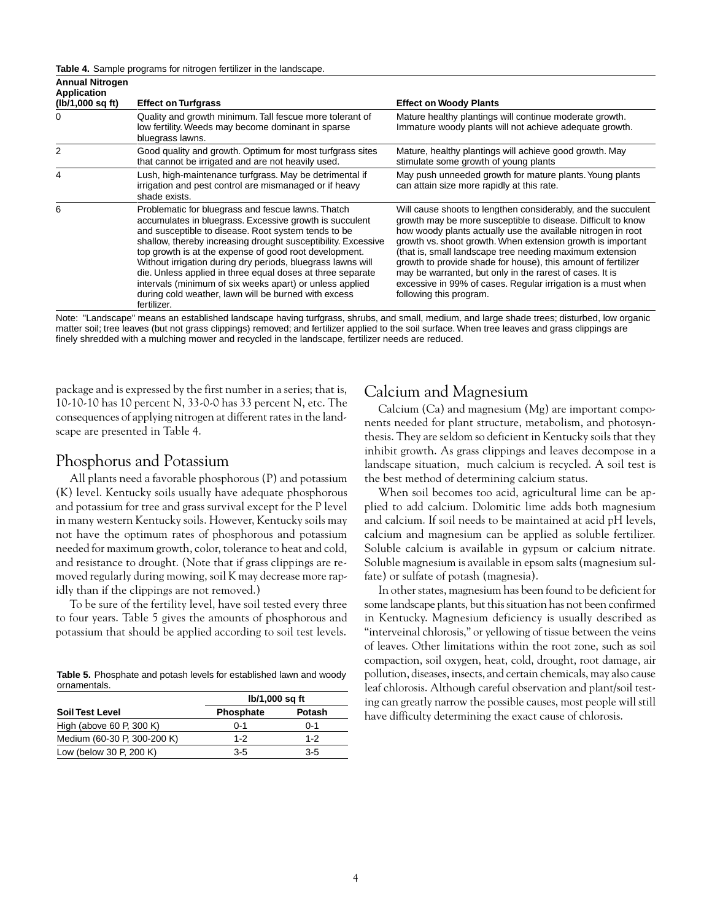**Table 4.** Sample programs for nitrogen fertilizer in the landscape.

| Annual Nitrogen Application (lb/1,000 sq ft) | Effect on Turfgrass | Effect on Woody Plants |
|---|---|---|
| 0 | Quality and growth minimum. Tall fescue more tolerant of low fertility. Weeds may become dominant in sparse bluegrass lawns. | Mature healthy plantings will continue moderate growth. Immature woody plants will not achieve adequate growth. |
| 2 | Good quality and growth. Optimum for most turfgrass sites that cannot be irrigated and are not heavily used. | Mature, healthy plantings will achieve good growth. May stimulate some growth of young plants |
| 4 | Lush, high-maintenance turfgrass. May be detrimental if irrigation and pest control are mismanaged or if heavy shade exists. | May push unneeded growth for mature plants. Young plants can attain size more rapidly at this rate. |
| 6 | Problematic for bluegrass and fescue lawns. Thatch accumulates in bluegrass. Excessive growth is succulent and susceptible to disease. Root system tends to be shallow, thereby increasing drought susceptibility. Excessive top growth is at the expense of good root development. Without irrigation during dry periods, bluegrass lawns will die. Unless applied in three equal doses at three separate intervals (minimum of six weeks apart) or unless applied during cold weather, lawn will be burned with excess fertilizer. | Will cause shoots to lengthen considerably, and the succulent growth may be more susceptible to disease. Difficult to know how woody plants actually use the available nitrogen in root growth vs. shoot growth. When extension growth is important (that is, small landscape tree needing maximum extension growth to provide shade for house), this amount of fertilizer may be warranted, but only in the rarest of cases. It is excessive in 99% of cases. Regular irrigation is a must when following this program. |

Note: "Landscape" means an established landscape having turfgrass, shrubs, and small, medium, and large shade trees; disturbed, low organic matter soil; tree leaves (but not grass clippings) removed; and fertilizer applied to the soil surface. When tree leaves and grass clippings are finely shredded with a mulching mower and recycled in the landscape, fertilizer needs are reduced.

package and is expressed by the first number in a series; that is, 10-10-10 has 10 percent N, 33-0-0 has 33 percent N, etc. The consequences of applying nitrogen at different rates in the landscape are presented in Table 4.

## Phosphorus and Potassium

All plants need a favorable phosphorous (P) and potassium (K) level. Kentucky soils usually have adequate phosphorous and potassium for tree and grass survival except for the P level in many western Kentucky soils. However, Kentucky soils may not have the optimum rates of phosphorous and potassium needed for maximum growth, color, tolerance to heat and cold, and resistance to drought. (Note that if grass clippings are removed regularly during mowing, soil K may decrease more rapidly than if the clippings are not removed.)

To be sure of the fertility level, have soil tested every three to four years. Table 5 gives the amounts of phosphorous and potassium that should be applied according to soil test levels.

**Table 5.** Phosphate and potash levels for established lawn and woody ornamentals.

| | lb/1,000 sq ft | |
|---|---|---|
| **Soil Test Level** | **Phosphate** | **Potash** |
| High (above 60 P, 300 K) | 0-1 | 0-1 |
| Medium (60-30 P, 300-200 K) | 1-2 | 1-2 |
| Low (below 30 P, 200 K) | 3-5 | 3-5 |

## Calcium and Magnesium

Calcium (Ca) and magnesium (Mg) are important components needed for plant structure, metabolism, and photosynthesis. They are seldom so deficient in Kentucky soils that they inhibit growth. As grass clippings and leaves decompose in a landscape situation, much calcium is recycled. A soil test is the best method of determining calcium status.

When soil becomes too acid, agricultural lime can be applied to add calcium. Dolomitic lime adds both magnesium and calcium. If soil needs to be maintained at acid pH levels, calcium and magnesium can be applied as soluble fertilizer. Soluble calcium is available in gypsum or calcium nitrate. Soluble magnesium is available in epsom salts (magnesium sulfate) or sulfate of potash (magnesia).

In other states, magnesium has been found to be deficient for some landscape plants, but this situation has not been confirmed in Kentucky. Magnesium deficiency is usually described as "interveinal chlorosis," or yellowing of tissue between the veins of leaves. Other limitations within the root zone, such as soil compaction, soil oxygen, heat, cold, drought, root damage, air pollution, diseases, insects, and certain chemicals, may also cause leaf chlorosis. Although careful observation and plant/soil testing can greatly narrow the possible causes, most people will still have difficulty determining the exact cause of chlorosis.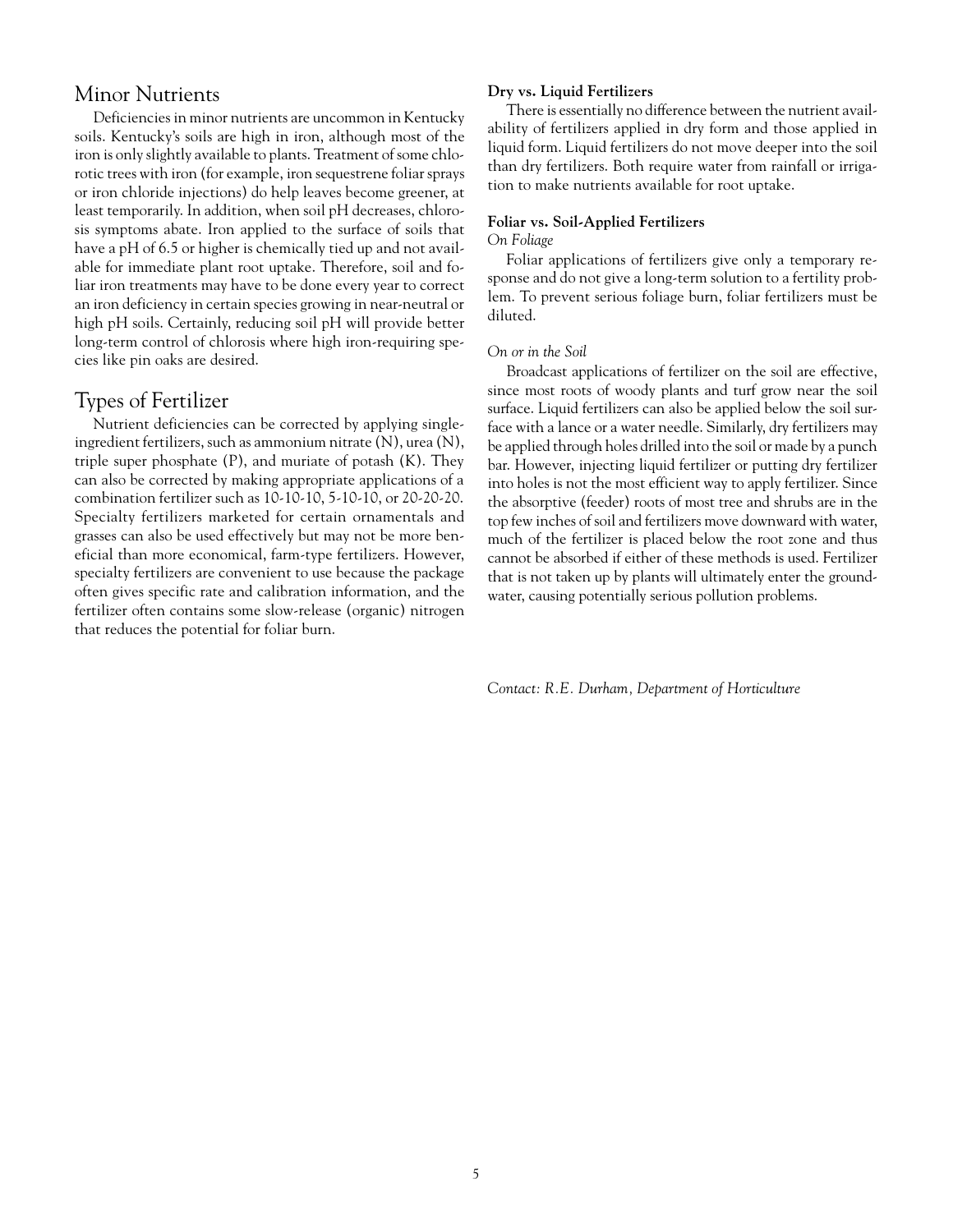## Minor Nutrients

Deficiencies in minor nutrients are uncommon in Kentucky soils. Kentucky's soils are high in iron, although most of the iron is only slightly available to plants. Treatment of some chlorotic trees with iron (for example, iron sequestrene foliar sprays or iron chloride injections) do help leaves become greener, at least temporarily. In addition, when soil pH decreases, chlorosis symptoms abate. Iron applied to the surface of soils that have a pH of 6.5 or higher is chemically tied up and not available for immediate plant root uptake. Therefore, soil and foliar iron treatments may have to be done every year to correct an iron deficiency in certain species growing in near-neutral or high pH soils. Certainly, reducing soil pH will provide better long-term control of chlorosis where high iron-requiring species like pin oaks are desired.

## Types of Fertilizer

Nutrient deficiencies can be corrected by applying single-ingredient fertilizers, such as ammonium nitrate (N), urea (N), triple super phosphate (P), and muriate of potash (K). They can also be corrected by making appropriate applications of a combination fertilizer such as 10-10-10, 5-10-10, or 20-20-20. Specialty fertilizers marketed for certain ornamentals and grasses can also be used effectively but may not be more beneficial than more economical, farm-type fertilizers. However, specialty fertilizers are convenient to use because the package often gives specific rate and calibration information, and the fertilizer often contains some slow-release (organic) nitrogen that reduces the potential for foliar burn.

### Dry vs. Liquid Fertilizers

There is essentially no difference between the nutrient availability of fertilizers applied in dry form and those applied in liquid form. Liquid fertilizers do not move deeper into the soil than dry fertilizers. Both require water from rainfall or irrigation to make nutrients available for root uptake.

### Foliar vs. Soil-Applied Fertilizers

*On Foliage*

Foliar applications of fertilizers give only a temporary response and do not give a long-term solution to a fertility problem. To prevent serious foliage burn, foliar fertilizers must be diluted.

*On or in the Soil*

Broadcast applications of fertilizer on the soil are effective, since most roots of woody plants and turf grow near the soil surface. Liquid fertilizers can also be applied below the soil surface with a lance or a water needle. Similarly, dry fertilizers may be applied through holes drilled into the soil or made by a punch bar. However, injecting liquid fertilizer or putting dry fertilizer into holes is not the most efficient way to apply fertilizer. Since the absorptive (feeder) roots of most tree and shrubs are in the top few inches of soil and fertilizers move downward with water, much of the fertilizer is placed below the root zone and thus cannot be absorbed if either of these methods is used. Fertilizer that is not taken up by plants will ultimately enter the groundwater, causing potentially serious pollution problems.

*Contact: R.E. Durham, Department of Horticulture*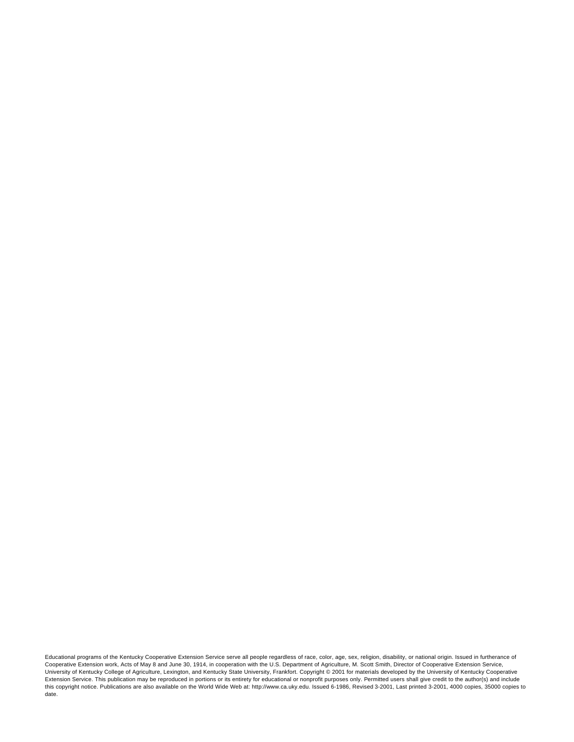Educational programs of the Kentucky Cooperative Extension Service serve all people regardless of race, color, age, sex, religion, disability, or national origin. Issued in furtherance of Cooperative Extension work, Acts of May 8 and June 30, 1914, in cooperation with the U.S. Department of Agriculture, M. Scott Smith, Director of Cooperative Extension Service, University of Kentucky College of Agriculture, Lexington, and Kentucky State University, Frankfort. Copyright © 2001 for materials developed by the University of Kentucky Cooperative Extension Service. This publication may be reproduced in portions or its entirety for educational or nonprofit purposes only. Permitted users shall give credit to the author(s) and include this copyright notice. Publications are also available on the World Wide Web at: http://www.ca.uky.edu. Issued 6-1986, Revised 3-2001, Last printed 3-2001, 4000 copies, 35000 copies to date.